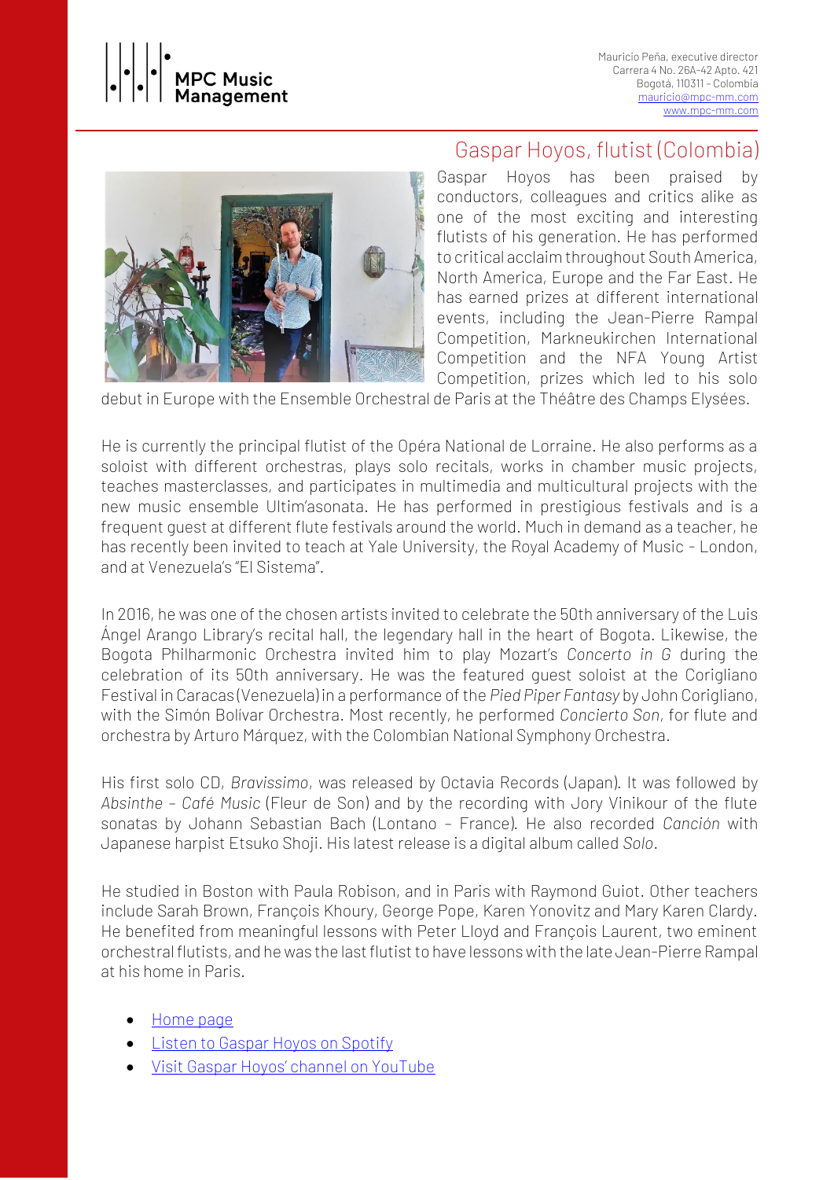MPC Music Management

Mauricio Peña, executive director
Carrera 4 No. 26A-42 Apto. 421
Bogotá, 110311 – Colombia
mauricio@mpc-mm.com
www.mpc-mm.com

# Gaspar Hoyos, flutist (Colombia)

Gaspar Hoyos has been praised by conductors, colleagues and critics alike as one of the most exciting and interesting flutists of his generation. He has performed to critical acclaim throughout South America, North America, Europe and the Far East. He has earned prizes at different international events, including the Jean-Pierre Rampal Competition, Markneukirchen International Competition and the NFA Young Artist Competition, prizes which led to his solo debut in Europe with the Ensemble Orchestral de Paris at the Théâtre des Champs Elysées.

He is currently the principal flutist of the Opéra National de Lorraine. He also performs as a soloist with different orchestras, plays solo recitals, works in chamber music projects, teaches masterclasses, and participates in multimedia and multicultural projects with the new music ensemble Ultim'asonata. He has performed in prestigious festivals and is a frequent guest at different flute festivals around the world. Much in demand as a teacher, he has recently been invited to teach at Yale University, the Royal Academy of Music - London, and at Venezuela's "El Sistema".

In 2016, he was one of the chosen artists invited to celebrate the 50th anniversary of the Luis Ángel Arango Library's recital hall, the legendary hall in the heart of Bogota. Likewise, the Bogota Philharmonic Orchestra invited him to play Mozart's *Concerto in G* during the celebration of its 50th anniversary. He was the featured guest soloist at the Corigliano Festival in Caracas (Venezuela) in a performance of the *Pied Piper Fantasy* by John Corigliano, with the Simón Bolívar Orchestra. Most recently, he performed *Concierto Son*, for flute and orchestra by Arturo Márquez, with the Colombian National Symphony Orchestra.

His first solo CD, *Bravissimo*, was released by Octavia Records (Japan). It was followed by *Absinthe – Café Music* (Fleur de Son) and by the recording with Jory Vinikour of the flute sonatas by Johann Sebastian Bach (Lontano – France). He also recorded *Canción* with Japanese harpist Etsuko Shoji. His latest release is a digital album called *Solo*.

He studied in Boston with Paula Robison, and in Paris with Raymond Guiot. Other teachers include Sarah Brown, François Khoury, George Pope, Karen Yonovitz and Mary Karen Clardy. He benefited from meaningful lessons with Peter Lloyd and François Laurent, two eminent orchestral flutists, and he was the last flutist to have lessons with the late Jean-Pierre Rampal at his home in Paris.

- Home page
- Listen to Gaspar Hoyos on Spotify
- Visit Gaspar Hoyos' channel on YouTube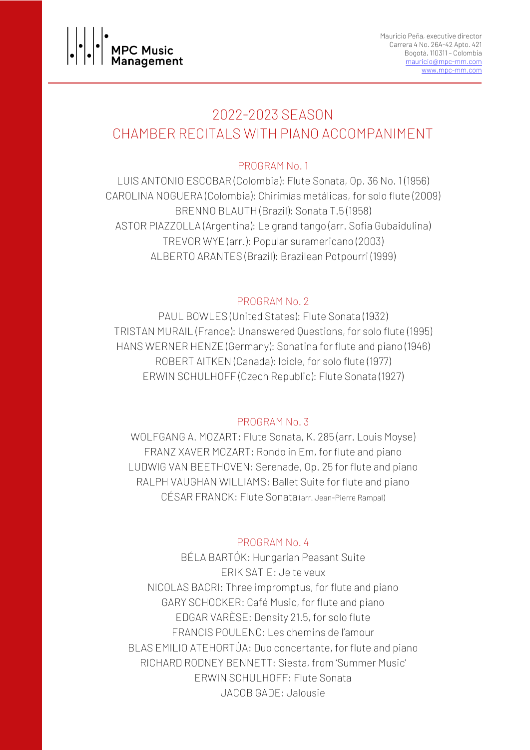MPC Music Management

Mauricio Peña, executive director
Carrera 4 No. 26A-42 Apto. 421
Bogotá, 110311 – Colombia
mauricio@mpc-mm.com
www.mpc-mm.com

# 2022-2023 SEASON
# CHAMBER RECITALS WITH PIANO ACCOMPANIMENT

## PROGRAM No. 1

LUIS ANTONIO ESCOBAR (Colombia): Flute Sonata, Op. 36 No. 1 (1956)
CAROLINA NOGUERA (Colombia): Chirimías metálicas, for solo flute (2009)
BRENNO BLAUTH (Brazil): Sonata T.5 (1958)
ASTOR PIAZZOLLA (Argentina): Le grand tango (arr. Sofia Gubaidulina)
TREVOR WYE (arr.): Popular suramericano (2003)
ALBERTO ARANTES (Brazil): Brazilean Potpourri (1999)

## PROGRAM No. 2

PAUL BOWLES (United States): Flute Sonata (1932)
TRISTAN MURAIL (France): Unanswered Questions, for solo flute (1995)
HANS WERNER HENZE (Germany): Sonatina for flute and piano (1946)
ROBERT AITKEN (Canada): Icicle, for solo flute (1977)
ERWIN SCHULHOFF (Czech Republic): Flute Sonata (1927)

## PROGRAM No. 3

WOLFGANG A. MOZART: Flute Sonata, K. 285 (arr. Louis Moyse)
FRANZ XAVER MOZART: Rondo in Em, for flute and piano
LUDWIG VAN BEETHOVEN: Serenade, Op. 25 for flute and piano
RALPH VAUGHAN WILLIAMS: Ballet Suite for flute and piano
CÉSAR FRANCK: Flute Sonata (arr. Jean-Pierre Rampal)

## PROGRAM No. 4

BÉLA BARTÓK: Hungarian Peasant Suite
ERIK SATIE: Je te veux
NICOLAS BACRI: Three impromptus, for flute and piano
GARY SCHOCKER: Café Music, for flute and piano
EDGAR VARÈSE: Density 21.5, for solo flute
FRANCIS POULENC: Les chemins de l'amour
BLAS EMILIO ATEHORTÚA: Duo concertante, for flute and piano
RICHARD RODNEY BENNETT: Siesta, from 'Summer Music'
ERWIN SCHULHOFF: Flute Sonata
JACOB GADE: Jalousie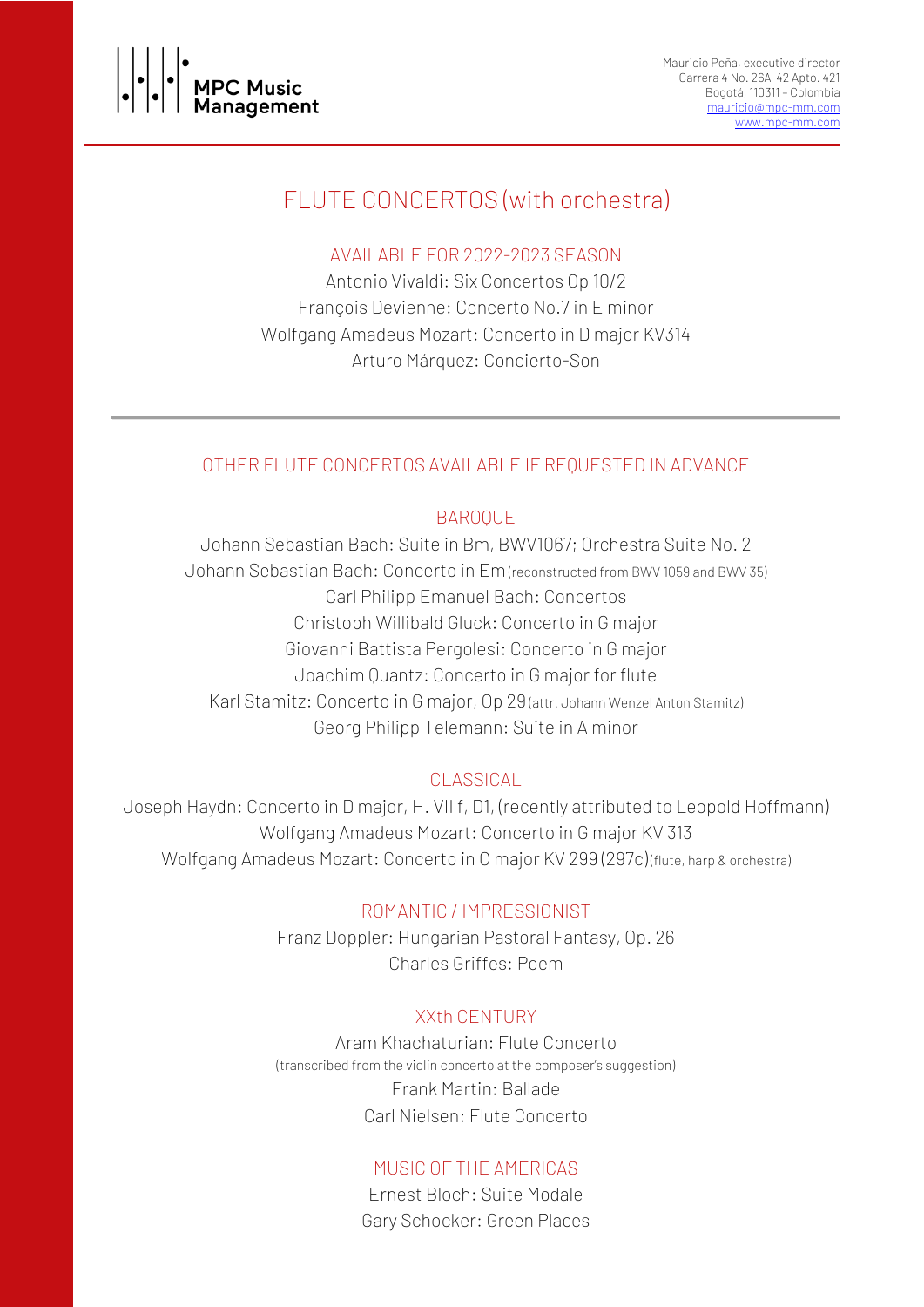MPC Music Management

Mauricio Peña, executive director
Carrera 4 No. 26A-42 Apto. 421
Bogotá, 110311 – Colombia
mauricio@mpc-mm.com
www.mpc-mm.com

# FLUTE CONCERTOS (with orchestra)

## AVAILABLE FOR 2022-2023 SEASON

Antonio Vivaldi: Six Concertos Op 10/2
François Devienne: Concerto No.7 in E minor
Wolfgang Amadeus Mozart: Concerto in D major KV314
Arturo Márquez: Concierto-Son

---

## OTHER FLUTE CONCERTOS AVAILABLE IF REQUESTED IN ADVANCE

### BAROQUE

Johann Sebastian Bach: Suite in Bm, BWV1067; Orchestra Suite No. 2
Johann Sebastian Bach: Concerto in Em (reconstructed from BWV 1059 and BWV 35)
Carl Philipp Emanuel Bach: Concertos
Christoph Willibald Gluck: Concerto in G major
Giovanni Battista Pergolesi: Concerto in G major
Joachim Quantz: Concerto in G major for flute
Karl Stamitz: Concerto in G major, Op 29 (attr. Johann Wenzel Anton Stamitz)
Georg Philipp Telemann: Suite in A minor

### CLASSICAL

Joseph Haydn: Concerto in D major, H. VII f, D1, (recently attributed to Leopold Hoffmann)
Wolfgang Amadeus Mozart: Concerto in G major KV 313
Wolfgang Amadeus Mozart: Concerto in C major KV 299 (297c) (flute, harp & orchestra)

### ROMANTIC / IMPRESSIONIST

Franz Doppler: Hungarian Pastoral Fantasy, Op. 26
Charles Griffes: Poem

### XXth CENTURY

Aram Khachaturian: Flute Concerto
(transcribed from the violin concerto at the composer's suggestion)
Frank Martin: Ballade
Carl Nielsen: Flute Concerto

### MUSIC OF THE AMERICAS

Ernest Bloch: Suite Modale
Gary Schocker: Green Places